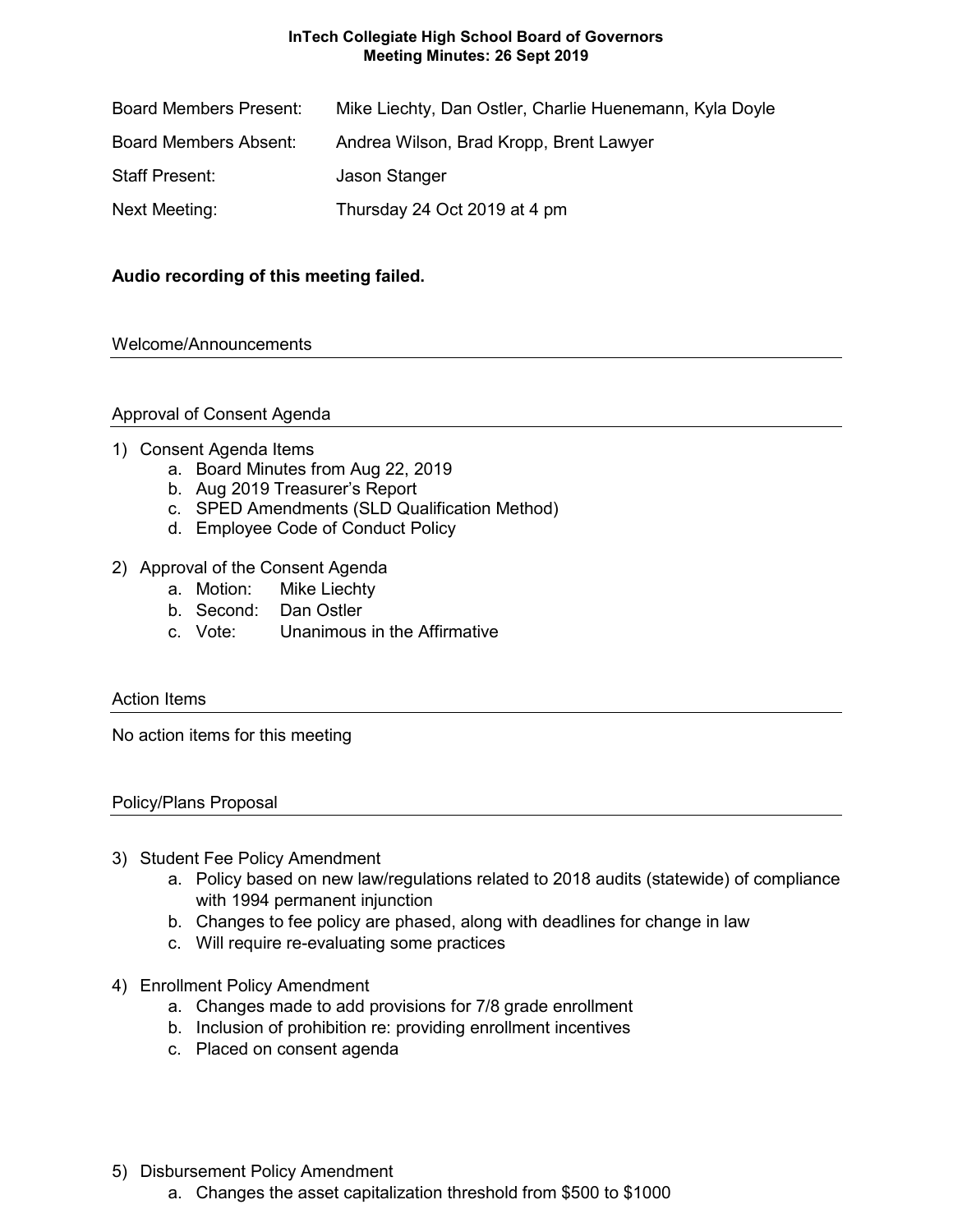# InTech Collegiate High School Board of Governors
## Meeting Minutes: 26 Sept 2019

| | |
|---|---|
| Board Members Present: | Mike Liechty, Dan Ostler, Charlie Huenemann, Kyla Doyle |
| Board Members Absent: | Andrea Wilson, Brad Kropp, Brent Lawyer |
| Staff Present: | Jason Stanger |
| Next Meeting: | Thursday 24 Oct 2019 at 4 pm |

**Audio recording of this meeting failed.**

### Welcome/Announcements

### Approval of Consent Agenda

1) Consent Agenda Items
    a. Board Minutes from Aug 22, 2019
    b. Aug 2019 Treasurer's Report
    c. SPED Amendments (SLD Qualification Method)
    d. Employee Code of Conduct Policy

2) Approval of the Consent Agenda
    a. Motion: Mike Liechty
    b. Second: Dan Ostler
    c. Vote: Unanimous in the Affirmative

### Action Items

No action items for this meeting

### Policy/Plans Proposal

3) Student Fee Policy Amendment
    a. Policy based on new law/regulations related to 2018 audits (statewide) of compliance with 1994 permanent injunction
    b. Changes to fee policy are phased, along with deadlines for change in law
    c. Will require re-evaluating some practices

4) Enrollment Policy Amendment
    a. Changes made to add provisions for 7/8 grade enrollment
    b. Inclusion of prohibition re: providing enrollment incentives
    c. Placed on consent agenda

5) Disbursement Policy Amendment
    a. Changes the asset capitalization threshold from $500 to $1000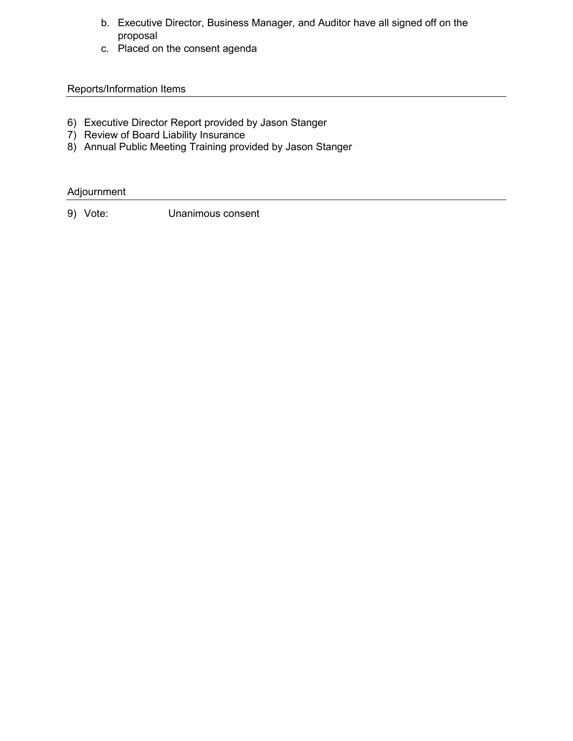b. Executive Director, Business Manager, and Auditor have all signed off on the proposal
   c. Placed on the consent agenda

## Reports/Information Items

6) Executive Director Report provided by Jason Stanger
7) Review of Board Liability Insurance
8) Annual Public Meeting Training provided by Jason Stanger

## Adjournment

9) Vote: Unanimous consent